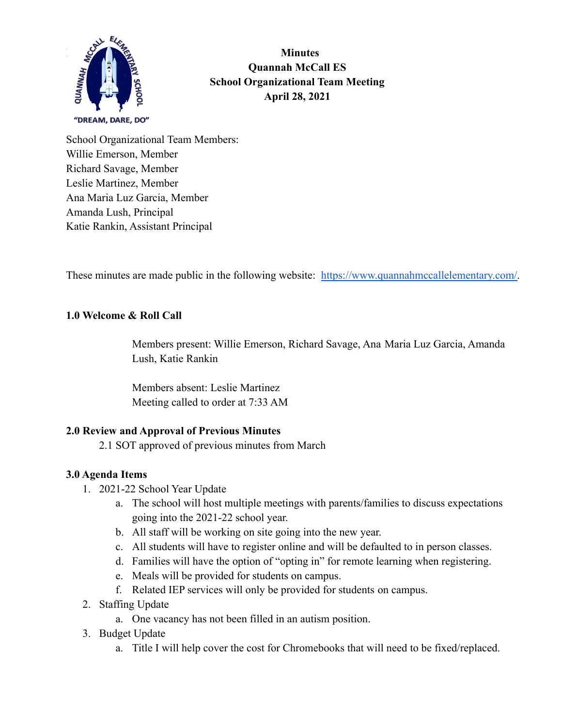# Minutes
## Quannah McCall ES
## School Organizational Team Meeting
## April 28, 2021

"DREAM, DARE, DO"

School Organizational Team Members:
Willie Emerson, Member
Richard Savage, Member
Leslie Martinez, Member
Ana Maria Luz Garcia, Member
Amanda Lush, Principal
Katie Rankin, Assistant Principal

These minutes are made public in the following website: [https://www.quannahmccallelementary.com/](https://www.quannahmccallelementary.com/).

### 1.0 Welcome & Roll Call

Members present: Willie Emerson, Richard Savage, Ana Maria Luz Garcia, Amanda Lush, Katie Rankin

Members absent: Leslie Martinez
Meeting called to order at 7:33 AM

### 2.0 Review and Approval of Previous Minutes

2.1 SOT approved of previous minutes from March

### 3.0 Agenda Items

1. 2021-22 School Year Update
   a. The school will host multiple meetings with parents/families to discuss expectations going into the 2021-22 school year.
   b. All staff will be working on site going into the new year.
   c. All students will have to register online and will be defaulted to in person classes.
   d. Families will have the option of "opting in" for remote learning when registering.
   e. Meals will be provided for students on campus.
   f. Related IEP services will only be provided for students on campus.
2. Staffing Update
   a. One vacancy has not been filled in an autism position.
3. Budget Update
   a. Title I will help cover the cost for Chromebooks that will need to be fixed/replaced.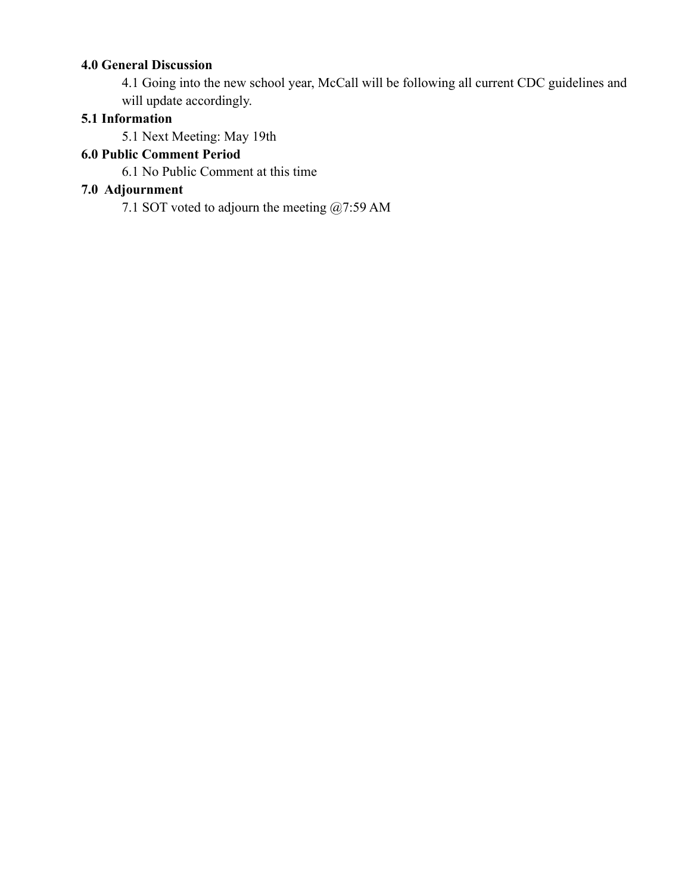**4.0 General Discussion**

4.1 Going into the new school year, McCall will be following all current CDC guidelines and will update accordingly.

**5.1 Information**

5.1 Next Meeting: May 19th

**6.0 Public Comment Period**

6.1 No Public Comment at this time

**7.0 Adjournment**

7.1 SOT voted to adjourn the meeting @7:59 AM